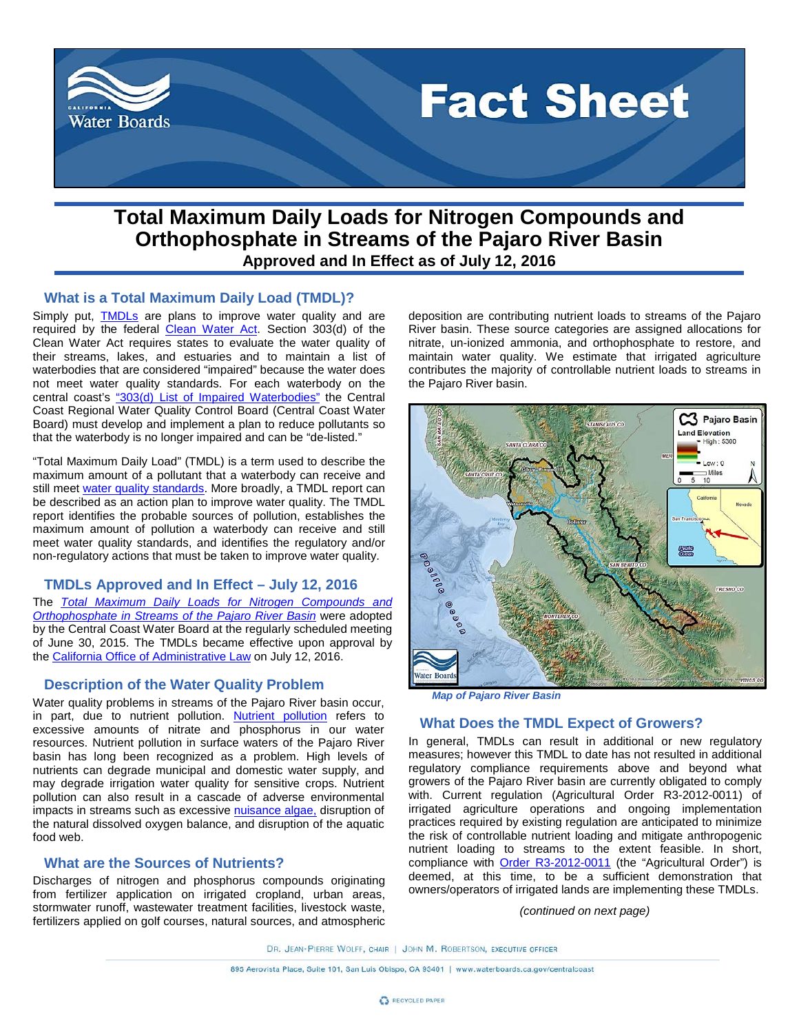# Fact Sheet

## Total Maximum Daily Loads for Nitrogen Compounds and Orthophosphate in Streams of the Pajaro River Basin

**Approved and In Effect as of July 12, 2016**

### What is a Total Maximum Daily Load (TMDL)?

Simply put, TMDLs are plans to improve water quality and are required by the federal Clean Water Act. Section 303(d) of the Clean Water Act requires states to evaluate the water quality of their streams, lakes, and estuaries and to maintain a list of waterbodies that are considered "impaired" because the water does not meet water quality standards. For each waterbody on the central coast's "303(d) List of Impaired Waterbodies" the Central Coast Regional Water Quality Control Board (Central Coast Water Board) must develop and implement a plan to reduce pollutants so that the waterbody is no longer impaired and can be "de-listed."

"Total Maximum Daily Load" (TMDL) is a term used to describe the maximum amount of a pollutant that a waterbody can receive and still meet water quality standards. More broadly, a TMDL report can be described as an action plan to improve water quality. The TMDL report identifies the probable sources of pollution, establishes the maximum amount of pollution a waterbody can receive and still meet water quality standards, and identifies the regulatory and/or non-regulatory actions that must be taken to improve water quality.

### TMDLs Approved and In Effect – July 12, 2016

The *Total Maximum Daily Loads for Nitrogen Compounds and Orthophosphate in Streams of the Pajaro River Basin* were adopted by the Central Coast Water Board at the regularly scheduled meeting of June 30, 2015. The TMDLs became effective upon approval by the California Office of Administrative Law on July 12, 2016.

### Description of the Water Quality Problem

Water quality problems in streams of the Pajaro River basin occur, in part, due to nutrient pollution. Nutrient pollution refers to excessive amounts of nitrate and phosphorus in our water resources. Nutrient pollution in surface waters of the Pajaro River basin has long been recognized as a problem. High levels of nutrients can degrade municipal and domestic water supply, and may degrade irrigation water quality for sensitive crops. Nutrient pollution can also result in a cascade of adverse environmental impacts in streams such as excessive nuisance algae, disruption of the natural dissolved oxygen balance, and disruption of the aquatic food web.

### What are the Sources of Nutrients?

Discharges of nitrogen and phosphorus compounds originating from fertilizer application on irrigated cropland, urban areas, stormwater runoff, wastewater treatment facilities, livestock waste, fertilizers applied on golf courses, natural sources, and atmospheric deposition are contributing nutrient loads to streams of the Pajaro River basin. These source categories are assigned allocations for nitrate, un-ionized ammonia, and orthophosphate to restore, and maintain water quality. We estimate that irrigated agriculture contributes the majority of controllable nutrient loads to streams in the Pajaro River basin.

*Map of Pajaro River Basin*

### What Does the TMDL Expect of Growers?

In general, TMDLs can result in additional or new regulatory measures; however this TMDL to date has not resulted in additional regulatory compliance requirements above and beyond what growers of the Pajaro River basin are currently obligated to comply with. Current regulation (Agricultural Order R3-2012-0011) of irrigated agriculture operations and ongoing implementation practices required by existing regulation are anticipated to minimize the risk of controllable nutrient loading and mitigate anthropogenic nutrient loading to streams to the extent feasible. In short, compliance with Order R3-2012-0011 (the "Agricultural Order") is deemed, at this time, to be a sufficient demonstration that owners/operators of irrigated lands are implementing these TMDLs.

*(continued on next page)*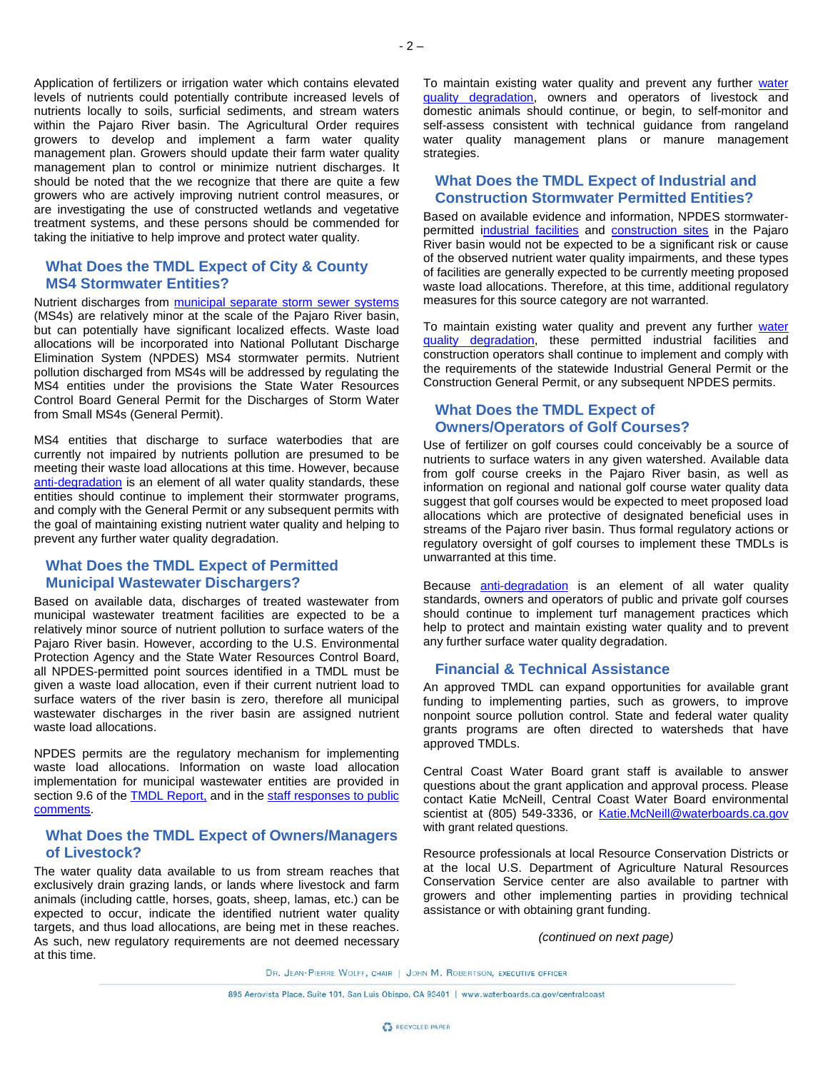Application of fertilizers or irrigation water which contains elevated levels of nutrients could potentially contribute increased levels of nutrients locally to soils, surficial sediments, and stream waters within the Pajaro River basin. The Agricultural Order requires growers to develop and implement a farm water quality management plan. Growers should update their farm water quality management plan to control or minimize nutrient discharges. It should be noted that the we recognize that there are quite a few growers who are actively improving nutrient control measures, or are investigating the use of constructed wetlands and vegetative treatment systems, and these persons should be commended for taking the initiative to help improve and protect water quality.

## What Does the TMDL Expect of City & County MS4 Stormwater Entities?

Nutrient discharges from municipal separate storm sewer systems (MS4s) are relatively minor at the scale of the Pajaro River basin, but can potentially have significant localized effects. Waste load allocations will be incorporated into National Pollutant Discharge Elimination System (NPDES) MS4 stormwater permits. Nutrient pollution discharged from MS4s will be addressed by regulating the MS4 entities under the provisions the State Water Resources Control Board General Permit for the Discharges of Storm Water from Small MS4s (General Permit).

MS4 entities that discharge to surface waterbodies that are currently not impaired by nutrients pollution are presumed to be meeting their waste load allocations at this time. However, because anti-degradation is an element of all water quality standards, these entities should continue to implement their stormwater programs, and comply with the General Permit or any subsequent permits with the goal of maintaining existing nutrient water quality and helping to prevent any further water quality degradation.

## What Does the TMDL Expect of Permitted Municipal Wastewater Dischargers?

Based on available data, discharges of treated wastewater from municipal wastewater treatment facilities are expected to be a relatively minor source of nutrient pollution to surface waters of the Pajaro River basin. However, according to the U.S. Environmental Protection Agency and the State Water Resources Control Board, all NPDES-permitted point sources identified in a TMDL must be given a waste load allocation, even if their current nutrient load to surface waters of the river basin is zero, therefore all municipal wastewater discharges in the river basin are assigned nutrient waste load allocations.

NPDES permits are the regulatory mechanism for implementing waste load allocations. Information on waste load allocation implementation for municipal wastewater entities are provided in section 9.6 of the TMDL Report, and in the staff responses to public comments.

## What Does the TMDL Expect of Owners/Managers of Livestock?

The water quality data available to us from stream reaches that exclusively drain grazing lands, or lands where livestock and farm animals (including cattle, horses, goats, sheep, lamas, etc.) can be expected to occur, indicate the identified nutrient water quality targets, and thus load allocations, are being met in these reaches. As such, new regulatory requirements are not deemed necessary at this time.

To maintain existing water quality and prevent any further water quality degradation, owners and operators of livestock and domestic animals should continue, or begin, to self-monitor and self-assess consistent with technical guidance from rangeland water quality management plans or manure management strategies.

## What Does the TMDL Expect of Industrial and Construction Stormwater Permitted Entities?

Based on available evidence and information, NPDES stormwater-permitted industrial facilities and construction sites in the Pajaro River basin would not be expected to be a significant risk or cause of the observed nutrient water quality impairments, and these types of facilities are generally expected to be currently meeting proposed waste load allocations. Therefore, at this time, additional regulatory measures for this source category are not warranted.

To maintain existing water quality and prevent any further water quality degradation, these permitted industrial facilities and construction operators shall continue to implement and comply with the requirements of the statewide Industrial General Permit or the Construction General Permit, or any subsequent NPDES permits.

## What Does the TMDL Expect of Owners/Operators of Golf Courses?

Use of fertilizer on golf courses could conceivably be a source of nutrients to surface waters in any given watershed. Available data from golf course creeks in the Pajaro River basin, as well as information on regional and national golf course water quality data suggest that golf courses would be expected to meet proposed load allocations which are protective of designated beneficial uses in streams of the Pajaro river basin. Thus formal regulatory actions or regulatory oversight of golf courses to implement these TMDLs is unwarranted at this time.

Because anti-degradation is an element of all water quality standards, owners and operators of public and private golf courses should continue to implement turf management practices which help to protect and maintain existing water quality and to prevent any further surface water quality degradation.

## Financial & Technical Assistance

An approved TMDL can expand opportunities for available grant funding to implementing parties, such as growers, to improve nonpoint source pollution control. State and federal water quality grants programs are often directed to watersheds that have approved TMDLs.

Central Coast Water Board grant staff is available to answer questions about the grant application and approval process. Please contact Katie McNeill, Central Coast Water Board environmental scientist at (805) 549-3336, or Katie.McNeill@waterboards.ca.gov with grant related questions.

Resource professionals at local Resource Conservation Districts or at the local U.S. Department of Agriculture Natural Resources Conservation Service center are also available to partner with growers and other implementing parties in providing technical assistance or with obtaining grant funding.

*(continued on next page)*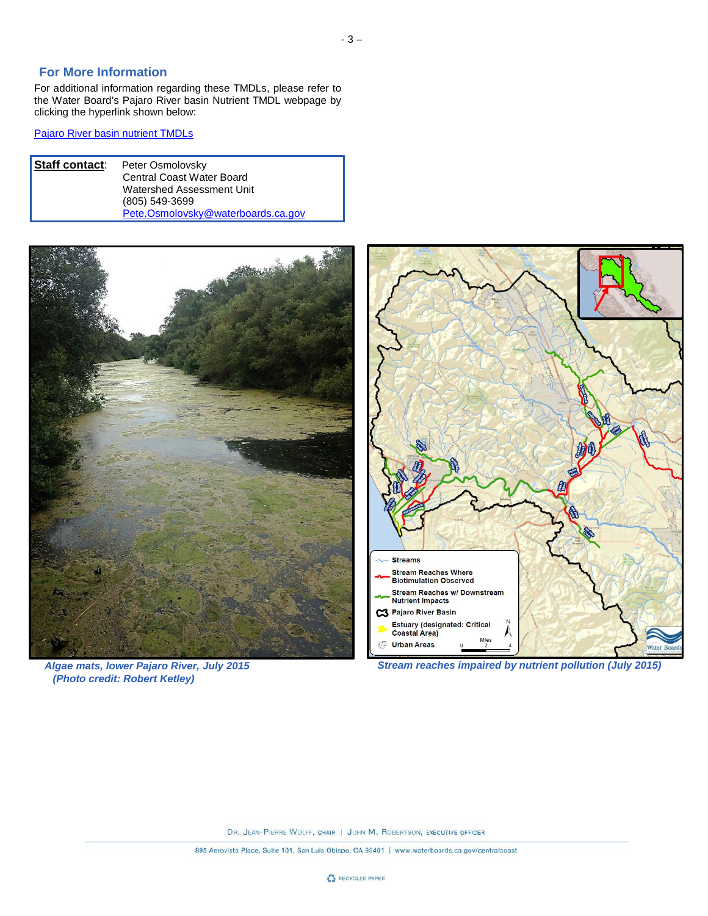## For More Information

For additional information regarding these TMDLs, please refer to the Water Board's Pajaro River basin Nutrient TMDL webpage by clicking the hyperlink shown below:

[Pajaro River basin nutrient TMDLs]

| | |
|---|---|
| **Staff contact**: | Peter Osmolovsky<br>Central Coast Water Board<br>Watershed Assessment Unit<br>(805) 549-3699<br>Pete.Osmolovsky@waterboards.ca.gov |

Streams

Stream Reaches Where Biotimulation Observed

Stream Reaches w/ Downstream Nutrient Impacts

Pajaro River Basin

Estuary (designated: Critical Coastal Area)

Urban Areas

N

Miles

0 2 4

Water Boards

*Algae mats, lower Pajaro River, July 2015 (Photo credit: Robert Ketley)*

*Stream reaches impaired by nutrient pollution (July 2015)*

DR. JEAN-PIERRE WOLFF, CHAIR | JOHN M. ROBERTSON, EXECUTIVE OFFICER

895 Aerovista Place, Suite 101, San Luis Obispo, CA 93401 | www.waterboards.ca.gov/centralcoast

RECYCLED PAPER